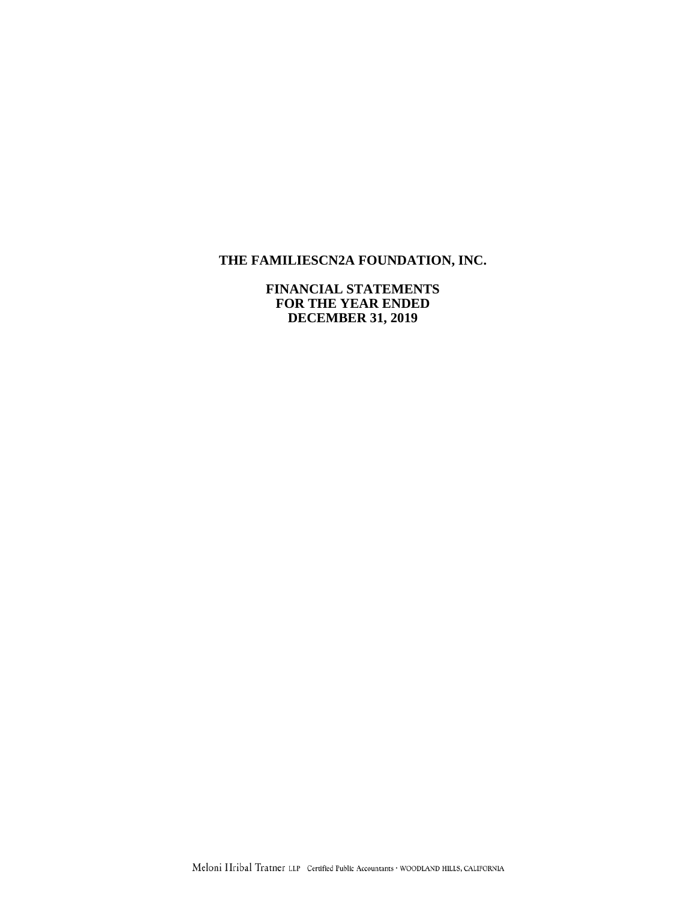# THE FAMILIESCN2A FOUNDATION, INC.

## FINANCIAL STATEMENTS
## FOR THE YEAR ENDED
## DECEMBER 31, 2019

Meloni Hribal Tratner LLP Certified Public Accountants · WOODLAND HILLS, CALIFORNIA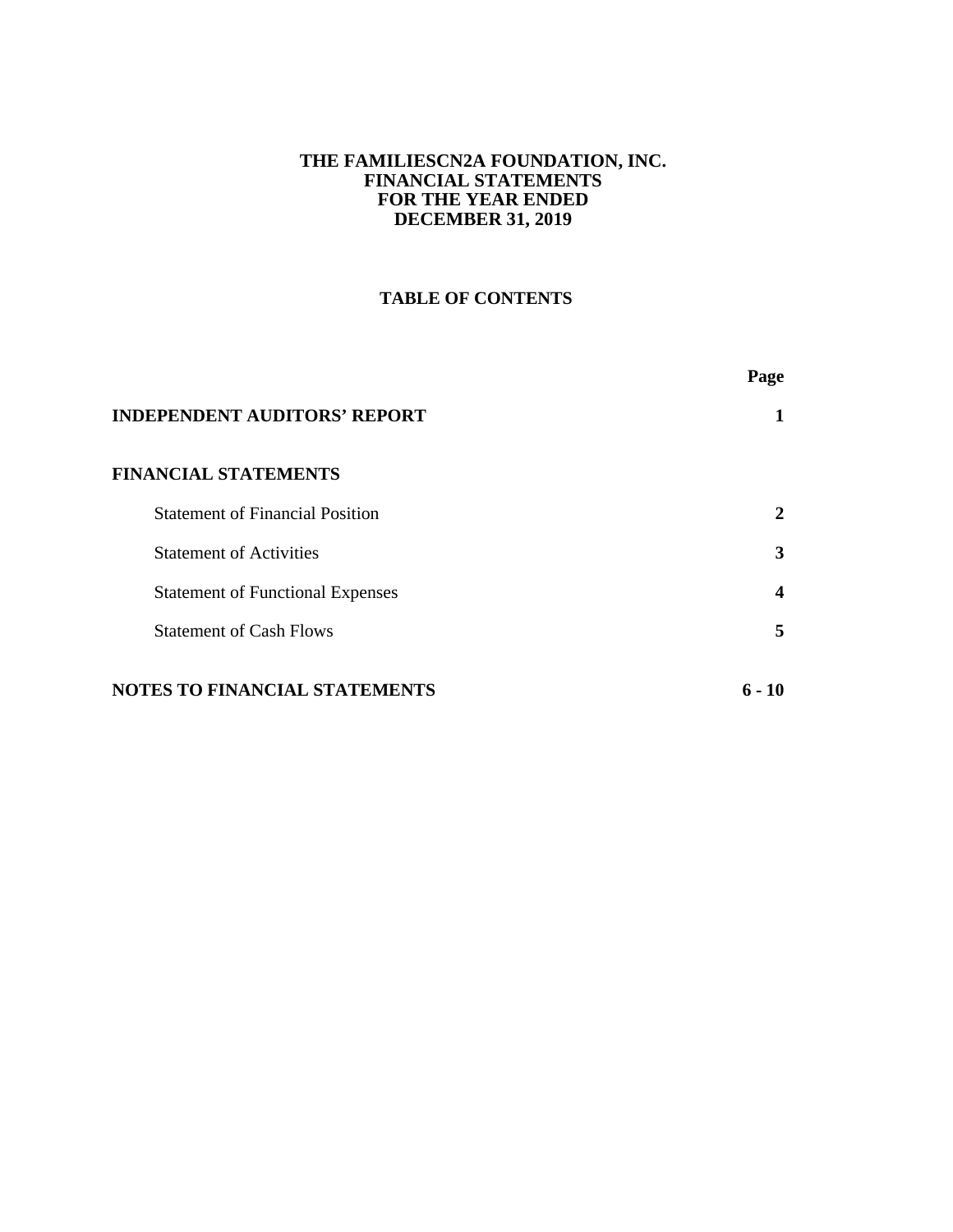# THE FAMILIESCN2A FOUNDATION, INC.
## FINANCIAL STATEMENTS
## FOR THE YEAR ENDED
## DECEMBER 31, 2019

### TABLE OF CONTENTS

| | Page |
|---|---|
| **INDEPENDENT AUDITORS' REPORT** | **1** |
| **FINANCIAL STATEMENTS** | |
| Statement of Financial Position | **2** |
| Statement of Activities | **3** |
| Statement of Functional Expenses | **4** |
| Statement of Cash Flows | **5** |
| **NOTES TO FINANCIAL STATEMENTS** | **6 - 10** |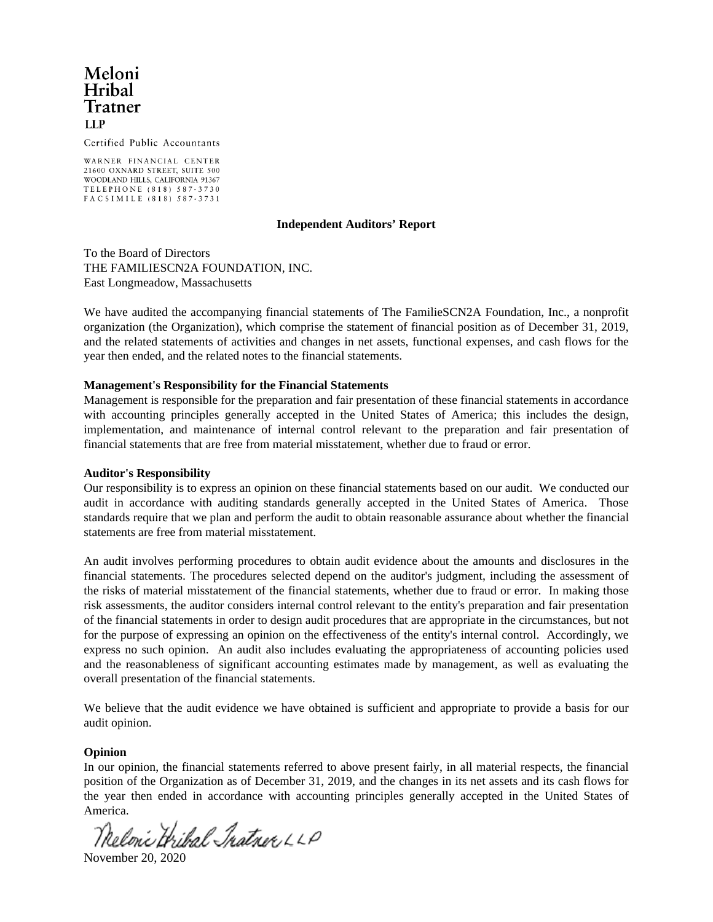**Meloni**
**Hribal**
**Tratner**
**LLP**

Certified Public Accountants

WARNER FINANCIAL CENTER
21600 OXNARD STREET, SUITE 500
WOODLAND HILLS, CALIFORNIA 91367
TELEPHONE (818) 587-3730
FACSIMILE (818) 587-3731

## Independent Auditors' Report

To the Board of Directors
THE FAMILIESCN2A FOUNDATION, INC.
East Longmeadow, Massachusetts

We have audited the accompanying financial statements of The FamilieSCN2A Foundation, Inc., a nonprofit organization (the Organization), which comprise the statement of financial position as of December 31, 2019, and the related statements of activities and changes in net assets, functional expenses, and cash flows for the year then ended, and the related notes to the financial statements.

### Management's Responsibility for the Financial Statements

Management is responsible for the preparation and fair presentation of these financial statements in accordance with accounting principles generally accepted in the United States of America; this includes the design, implementation, and maintenance of internal control relevant to the preparation and fair presentation of financial statements that are free from material misstatement, whether due to fraud or error.

### Auditor's Responsibility

Our responsibility is to express an opinion on these financial statements based on our audit. We conducted our audit in accordance with auditing standards generally accepted in the United States of America. Those standards require that we plan and perform the audit to obtain reasonable assurance about whether the financial statements are free from material misstatement.

An audit involves performing procedures to obtain audit evidence about the amounts and disclosures in the financial statements. The procedures selected depend on the auditor's judgment, including the assessment of the risks of material misstatement of the financial statements, whether due to fraud or error. In making those risk assessments, the auditor considers internal control relevant to the entity's preparation and fair presentation of the financial statements in order to design audit procedures that are appropriate in the circumstances, but not for the purpose of expressing an opinion on the effectiveness of the entity's internal control. Accordingly, we express no such opinion. An audit also includes evaluating the appropriateness of accounting policies used and the reasonableness of significant accounting estimates made by management, as well as evaluating the overall presentation of the financial statements.

We believe that the audit evidence we have obtained is sufficient and appropriate to provide a basis for our audit opinion.

### Opinion

In our opinion, the financial statements referred to above present fairly, in all material respects, the financial position of the Organization as of December 31, 2019, and the changes in its net assets and its cash flows for the year then ended in accordance with accounting principles generally accepted in the United States of America.

*Meloni Hribal Tratner LLP*

November 20, 2020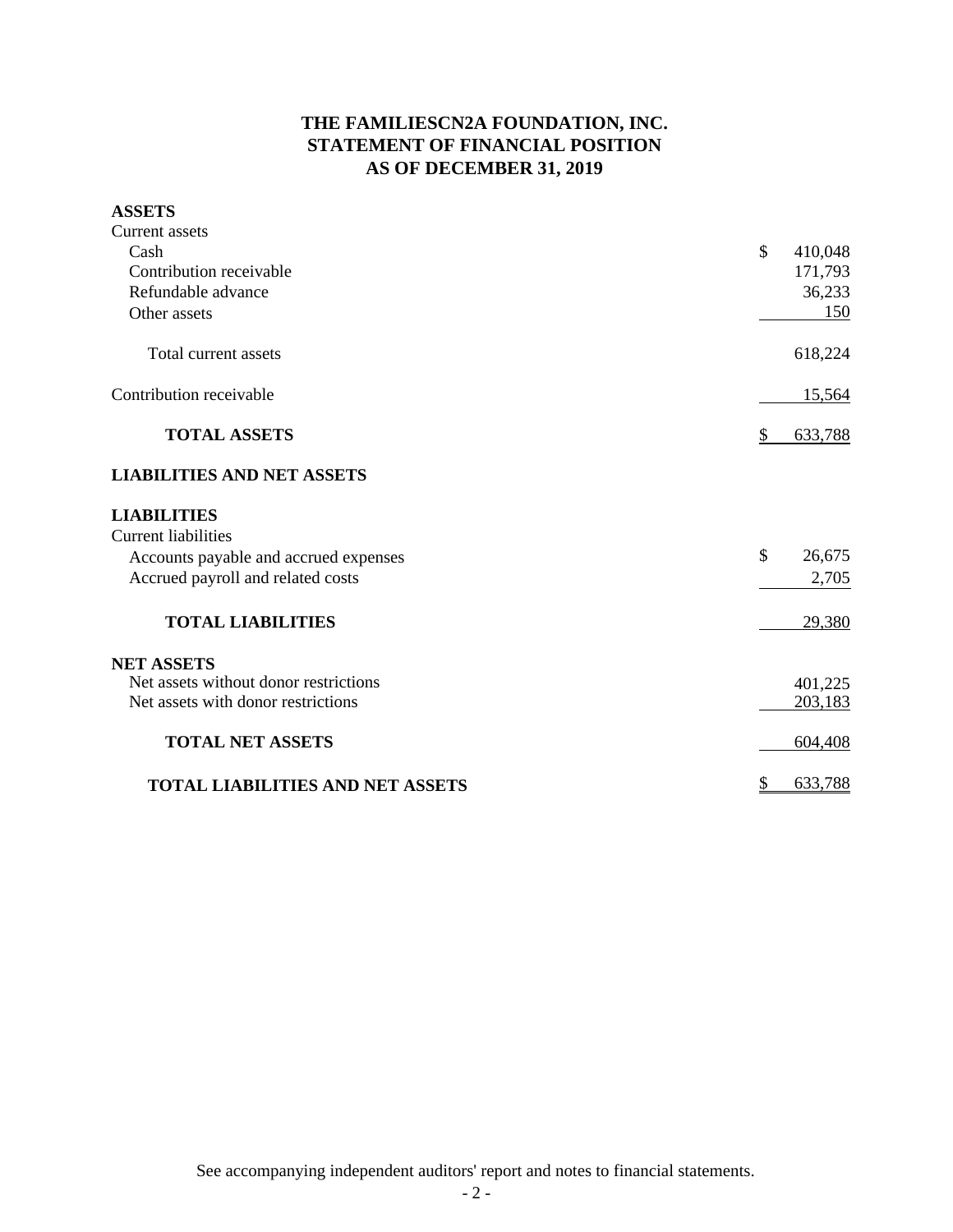# THE FAMILIESCN2A FOUNDATION, INC.
## STATEMENT OF FINANCIAL POSITION
## AS OF DECEMBER 31, 2019

| | |
|---|---|
| **ASSETS** | |
| Current assets | |
| Cash | $ 410,048 |
| Contribution receivable | 171,793 |
| Refundable advance | 36,233 |
| Other assets | 150 |
| Total current assets | 618,224 |
| Contribution receivable | 15,564 |
| **TOTAL ASSETS** | $ 633,788 |
| **LIABILITIES AND NET ASSETS** | |
| **LIABILITIES** | |
| Current liabilities | |
| Accounts payable and accrued expenses | $ 26,675 |
| Accrued payroll and related costs | 2,705 |
| **TOTAL LIABILITIES** | 29,380 |
| **NET ASSETS** | |
| Net assets without donor restrictions | 401,225 |
| Net assets with donor restrictions | 203,183 |
| **TOTAL NET ASSETS** | 604,408 |
| **TOTAL LIABILITIES AND NET ASSETS** | $ 633,788 |

See accompanying independent auditors' report and notes to financial statements.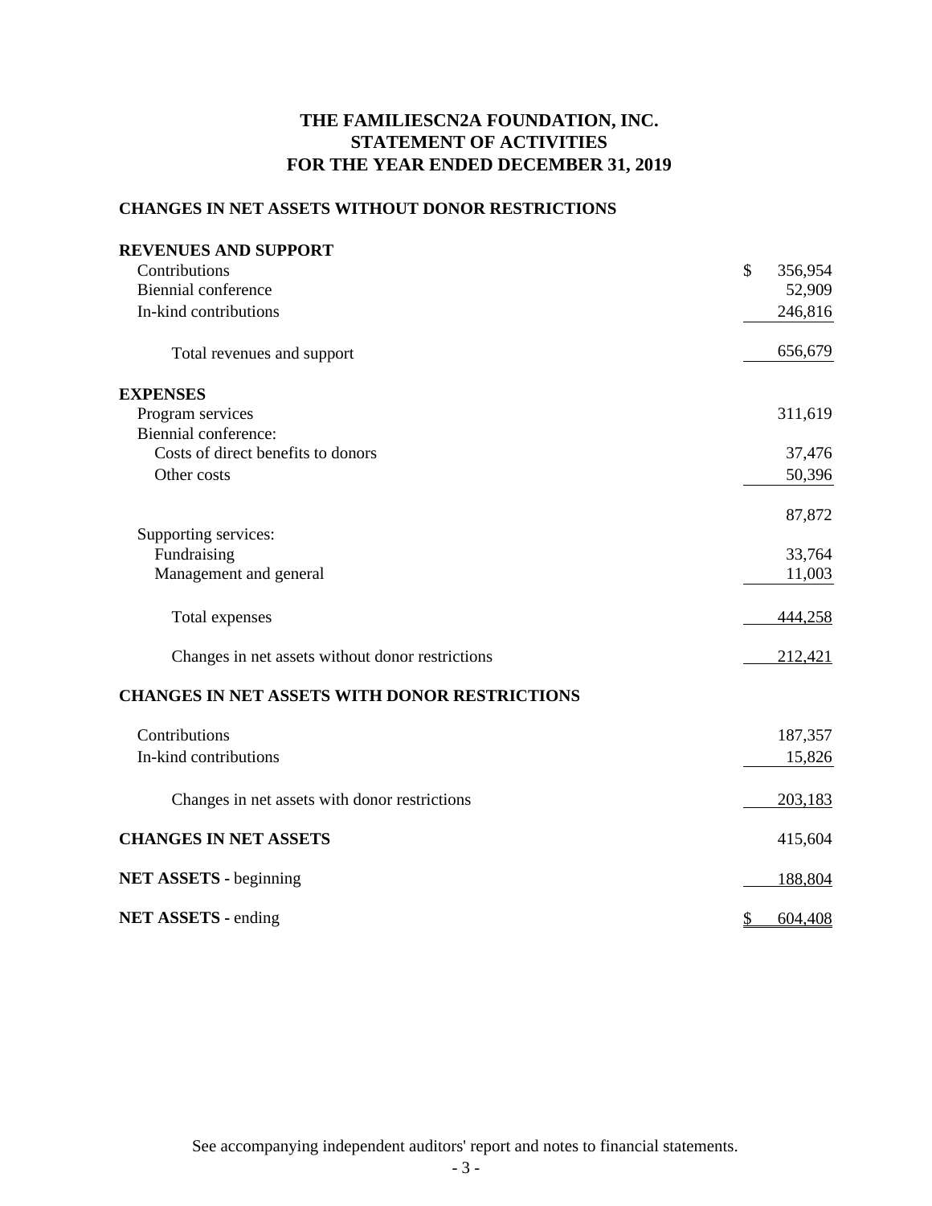# THE FAMILIESCN2A FOUNDATION, INC.
## STATEMENT OF ACTIVITIES
## FOR THE YEAR ENDED DECEMBER 31, 2019

**CHANGES IN NET ASSETS WITHOUT DONOR RESTRICTIONS**

| | |
|---|---|
| **REVENUES AND SUPPORT** | |
| Contributions | $ 356,954 |
| Biennial conference | 52,909 |
| In-kind contributions | 246,816 |
| Total revenues and support | 656,679 |
| **EXPENSES** | |
| Program services | 311,619 |
| Biennial conference: | |
| Costs of direct benefits to donors | 37,476 |
| Other costs | 50,396 |
| | 87,872 |
| Supporting services: | |
| Fundraising | 33,764 |
| Management and general | 11,003 |
| Total expenses | 444,258 |
| Changes in net assets without donor restrictions | 212,421 |
| **CHANGES IN NET ASSETS WITH DONOR RESTRICTIONS** | |
| Contributions | 187,357 |
| In-kind contributions | 15,826 |
| Changes in net assets with donor restrictions | 203,183 |
| **CHANGES IN NET ASSETS** | 415,604 |
| **NET ASSETS -** beginning | 188,804 |
| **NET ASSETS -** ending | $ 604,408 |

See accompanying independent auditors' report and notes to financial statements.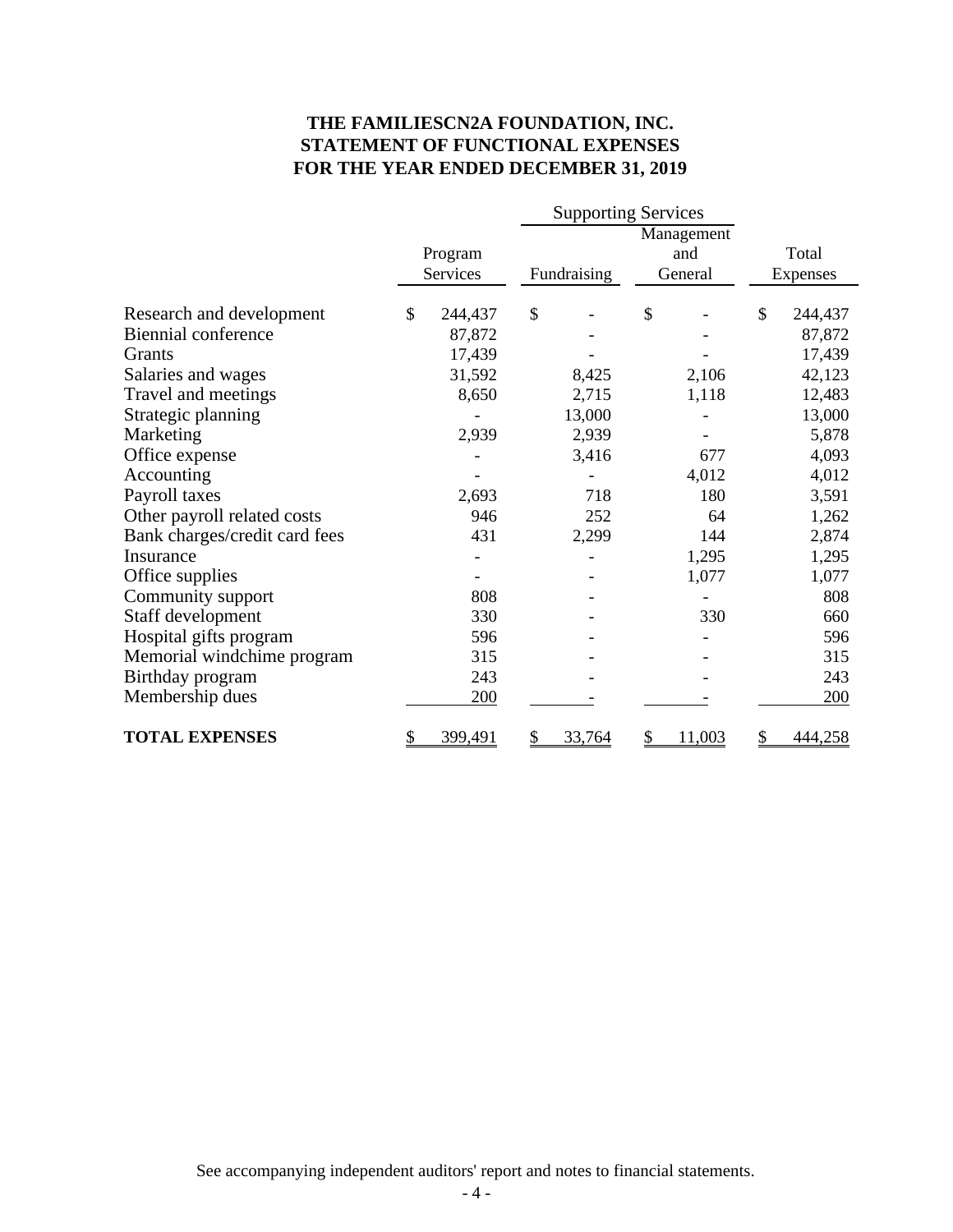# THE FAMILIESCN2A FOUNDATION, INC.
# STATEMENT OF FUNCTIONAL EXPENSES
# FOR THE YEAR ENDED DECEMBER 31, 2019

| | Program Services | Supporting Services | | Total Expenses |
|---|---|---|---|---|
| | | Fundraising | Management and General | |
| Research and development | $ 244,437 | $ - | $ - | $ 244,437 |
| Biennial conference | 87,872 | - | - | 87,872 |
| Grants | 17,439 | - | - | 17,439 |
| Salaries and wages | 31,592 | 8,425 | 2,106 | 42,123 |
| Travel and meetings | 8,650 | 2,715 | 1,118 | 12,483 |
| Strategic planning | - | 13,000 | - | 13,000 |
| Marketing | 2,939 | 2,939 | - | 5,878 |
| Office expense | - | 3,416 | 677 | 4,093 |
| Accounting | - | - | 4,012 | 4,012 |
| Payroll taxes | 2,693 | 718 | 180 | 3,591 |
| Other payroll related costs | 946 | 252 | 64 | 1,262 |
| Bank charges/credit card fees | 431 | 2,299 | 144 | 2,874 |
| Insurance | - | - | 1,295 | 1,295 |
| Office supplies | - | - | 1,077 | 1,077 |
| Community support | 808 | - | - | 808 |
| Staff development | 330 | - | 330 | 660 |
| Hospital gifts program | 596 | - | - | 596 |
| Memorial windchime program | 315 | - | - | 315 |
| Birthday program | 243 | - | - | 243 |
| Membership dues | 200 | - | - | 200 |
| **TOTAL EXPENSES** | $ 399,491 | $ 33,764 | $ 11,003 | $ 444,258 |

See accompanying independent auditors' report and notes to financial statements.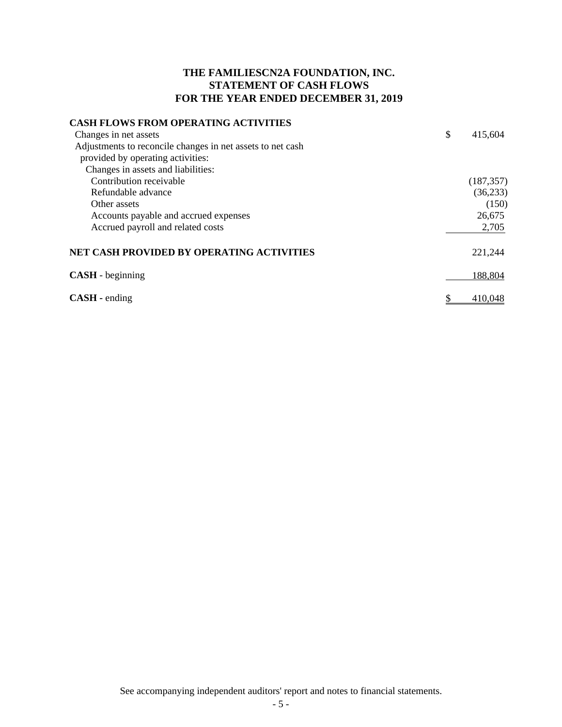# THE FAMILIESCN2A FOUNDATION, INC.
## STATEMENT OF CASH FLOWS
## FOR THE YEAR ENDED DECEMBER 31, 2019

| | |
|---|---|
| **CASH FLOWS FROM OPERATING ACTIVITIES** | |
| Changes in net assets | $ 415,604 |
| Adjustments to reconcile changes in net assets to net cash provided by operating activities: | |
| Changes in assets and liabilities: | |
| Contribution receivable | (187,357) |
| Refundable advance | (36,233) |
| Other assets | (150) |
| Accounts payable and accrued expenses | 26,675 |
| Accrued payroll and related costs | 2,705 |
| **NET CASH PROVIDED BY OPERATING ACTIVITIES** | 221,244 |
| **CASH** - beginning | 188,804 |
| **CASH** - ending | $ 410,048 |

See accompanying independent auditors' report and notes to financial statements.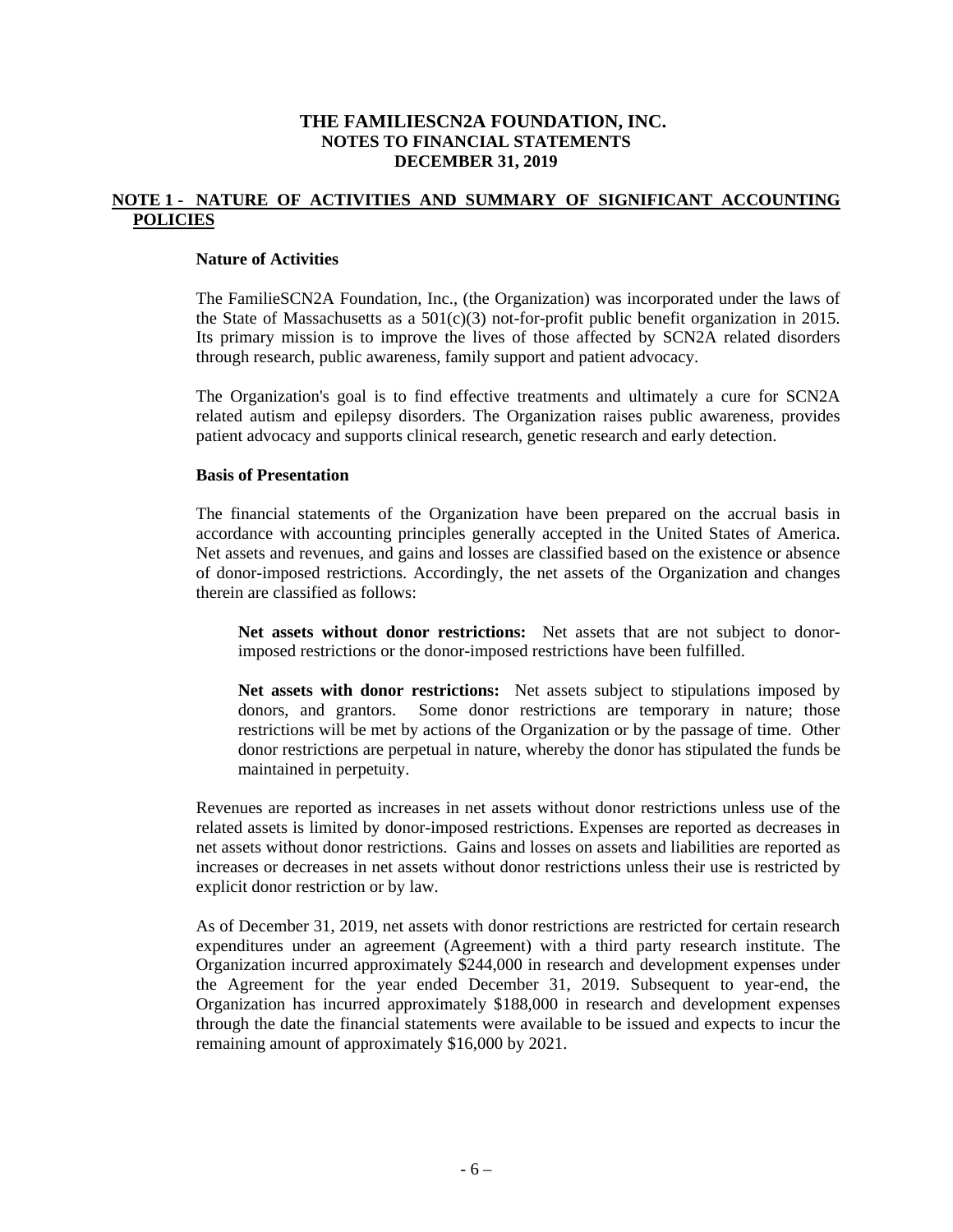# THE FAMILIESCN2A FOUNDATION, INC.
## NOTES TO FINANCIAL STATEMENTS
## DECEMBER 31, 2019

## NOTE 1 - NATURE OF ACTIVITIES AND SUMMARY OF SIGNIFICANT ACCOUNTING POLICIES

### Nature of Activities

The FamilieSCN2A Foundation, Inc., (the Organization) was incorporated under the laws of the State of Massachusetts as a 501(c)(3) not-for-profit public benefit organization in 2015. Its primary mission is to improve the lives of those affected by SCN2A related disorders through research, public awareness, family support and patient advocacy.

The Organization's goal is to find effective treatments and ultimately a cure for SCN2A related autism and epilepsy disorders. The Organization raises public awareness, provides patient advocacy and supports clinical research, genetic research and early detection.

### Basis of Presentation

The financial statements of the Organization have been prepared on the accrual basis in accordance with accounting principles generally accepted in the United States of America. Net assets and revenues, and gains and losses are classified based on the existence or absence of donor-imposed restrictions. Accordingly, the net assets of the Organization and changes therein are classified as follows:

**Net assets without donor restrictions:** Net assets that are not subject to donor-imposed restrictions or the donor-imposed restrictions have been fulfilled.

**Net assets with donor restrictions:** Net assets subject to stipulations imposed by donors, and grantors. Some donor restrictions are temporary in nature; those restrictions will be met by actions of the Organization or by the passage of time. Other donor restrictions are perpetual in nature, whereby the donor has stipulated the funds be maintained in perpetuity.

Revenues are reported as increases in net assets without donor restrictions unless use of the related assets is limited by donor-imposed restrictions. Expenses are reported as decreases in net assets without donor restrictions. Gains and losses on assets and liabilities are reported as increases or decreases in net assets without donor restrictions unless their use is restricted by explicit donor restriction or by law.

As of December 31, 2019, net assets with donor restrictions are restricted for certain research expenditures under an agreement (Agreement) with a third party research institute. The Organization incurred approximately $244,000 in research and development expenses under the Agreement for the year ended December 31, 2019. Subsequent to year-end, the Organization has incurred approximately $188,000 in research and development expenses through the date the financial statements were available to be issued and expects to incur the remaining amount of approximately $16,000 by 2021.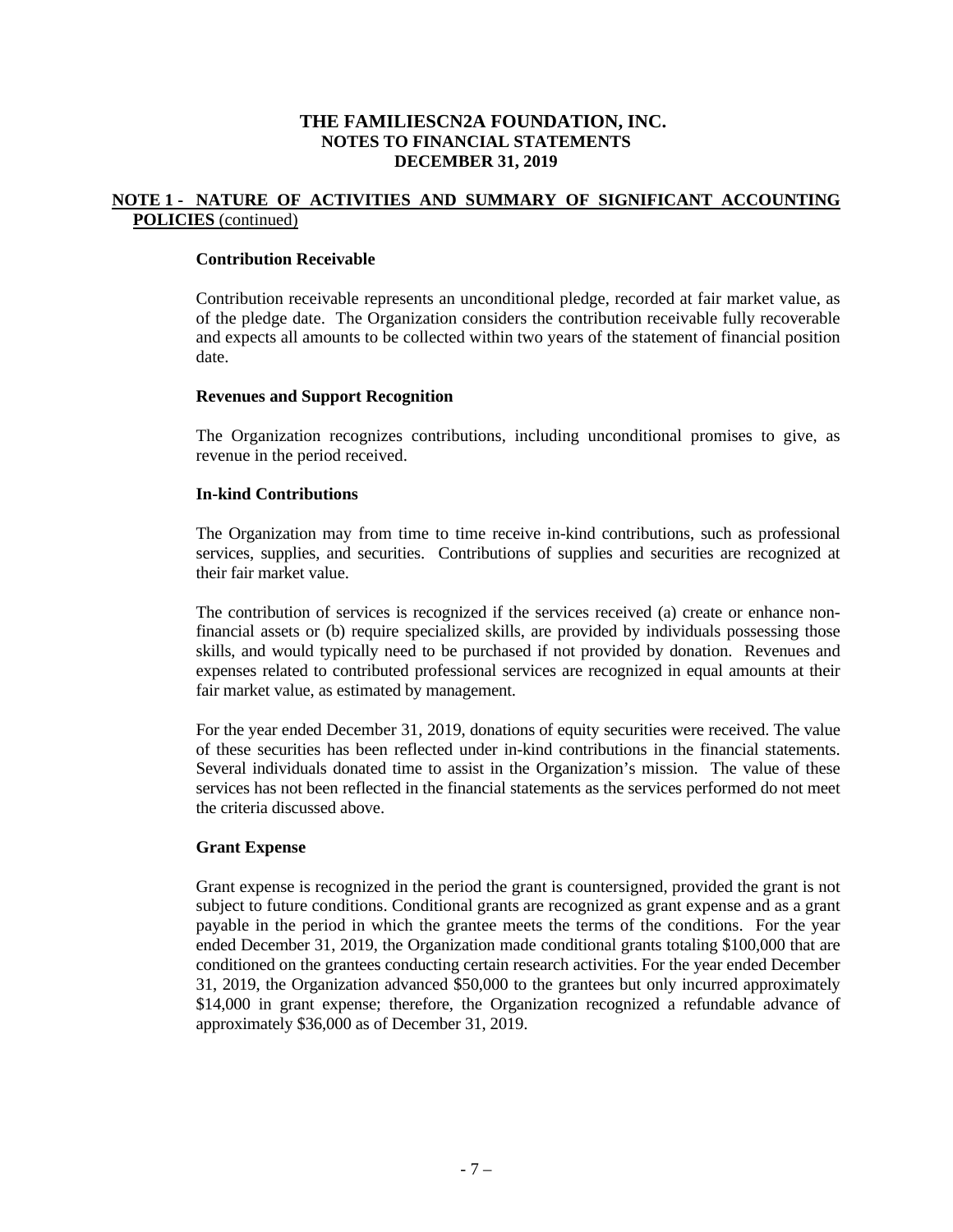# THE FAMILIESCN2A FOUNDATION, INC.
## NOTES TO FINANCIAL STATEMENTS
## DECEMBER 31, 2019

**NOTE 1 - NATURE OF ACTIVITIES AND SUMMARY OF SIGNIFICANT ACCOUNTING POLICIES** (continued)

**Contribution Receivable**

Contribution receivable represents an unconditional pledge, recorded at fair market value, as of the pledge date. The Organization considers the contribution receivable fully recoverable and expects all amounts to be collected within two years of the statement of financial position date.

**Revenues and Support Recognition**

The Organization recognizes contributions, including unconditional promises to give, as revenue in the period received.

**In-kind Contributions**

The Organization may from time to time receive in-kind contributions, such as professional services, supplies, and securities. Contributions of supplies and securities are recognized at their fair market value.

The contribution of services is recognized if the services received (a) create or enhance non-financial assets or (b) require specialized skills, are provided by individuals possessing those skills, and would typically need to be purchased if not provided by donation. Revenues and expenses related to contributed professional services are recognized in equal amounts at their fair market value, as estimated by management.

For the year ended December 31, 2019, donations of equity securities were received. The value of these securities has been reflected under in-kind contributions in the financial statements. Several individuals donated time to assist in the Organization's mission. The value of these services has not been reflected in the financial statements as the services performed do not meet the criteria discussed above.

**Grant Expense**

Grant expense is recognized in the period the grant is countersigned, provided the grant is not subject to future conditions. Conditional grants are recognized as grant expense and as a grant payable in the period in which the grantee meets the terms of the conditions. For the year ended December 31, 2019, the Organization made conditional grants totaling $100,000 that are conditioned on the grantees conducting certain research activities. For the year ended December 31, 2019, the Organization advanced $50,000 to the grantees but only incurred approximately $14,000 in grant expense; therefore, the Organization recognized a refundable advance of approximately $36,000 as of December 31, 2019.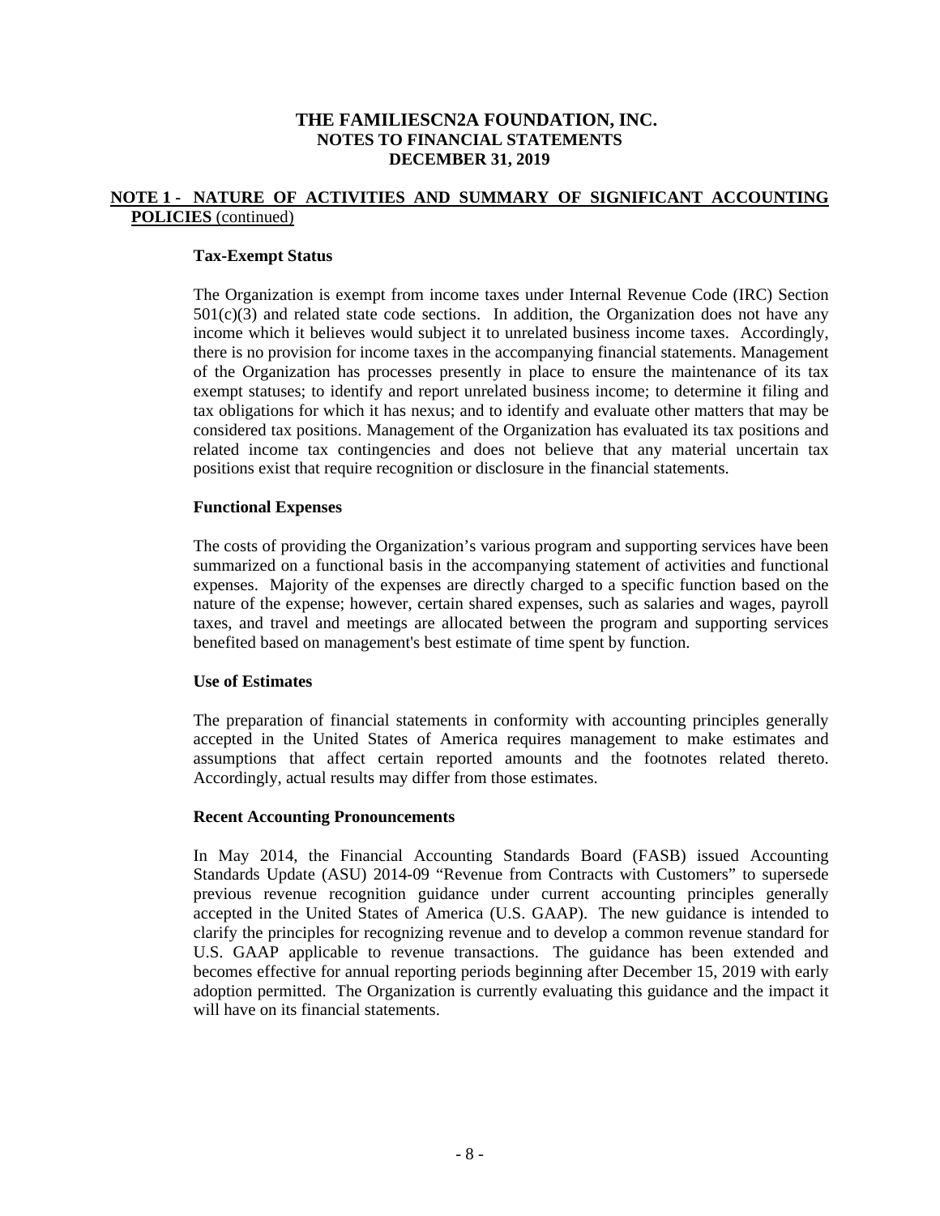# THE FAMILIESCN2A FOUNDATION, INC.
## NOTES TO FINANCIAL STATEMENTS
## DECEMBER 31, 2019

**NOTE 1 - NATURE OF ACTIVITIES AND SUMMARY OF SIGNIFICANT ACCOUNTING POLICIES** (continued)

**Tax-Exempt Status**

The Organization is exempt from income taxes under Internal Revenue Code (IRC) Section 501(c)(3) and related state code sections. In addition, the Organization does not have any income which it believes would subject it to unrelated business income taxes. Accordingly, there is no provision for income taxes in the accompanying financial statements. Management of the Organization has processes presently in place to ensure the maintenance of its tax exempt statuses; to identify and report unrelated business income; to determine it filing and tax obligations for which it has nexus; and to identify and evaluate other matters that may be considered tax positions. Management of the Organization has evaluated its tax positions and related income tax contingencies and does not believe that any material uncertain tax positions exist that require recognition or disclosure in the financial statements.

**Functional Expenses**

The costs of providing the Organization's various program and supporting services have been summarized on a functional basis in the accompanying statement of activities and functional expenses. Majority of the expenses are directly charged to a specific function based on the nature of the expense; however, certain shared expenses, such as salaries and wages, payroll taxes, and travel and meetings are allocated between the program and supporting services benefited based on management's best estimate of time spent by function.

**Use of Estimates**

The preparation of financial statements in conformity with accounting principles generally accepted in the United States of America requires management to make estimates and assumptions that affect certain reported amounts and the footnotes related thereto. Accordingly, actual results may differ from those estimates.

**Recent Accounting Pronouncements**

In May 2014, the Financial Accounting Standards Board (FASB) issued Accounting Standards Update (ASU) 2014-09 "Revenue from Contracts with Customers" to supersede previous revenue recognition guidance under current accounting principles generally accepted in the United States of America (U.S. GAAP). The new guidance is intended to clarify the principles for recognizing revenue and to develop a common revenue standard for U.S. GAAP applicable to revenue transactions. The guidance has been extended and becomes effective for annual reporting periods beginning after December 15, 2019 with early adoption permitted. The Organization is currently evaluating this guidance and the impact it will have on its financial statements.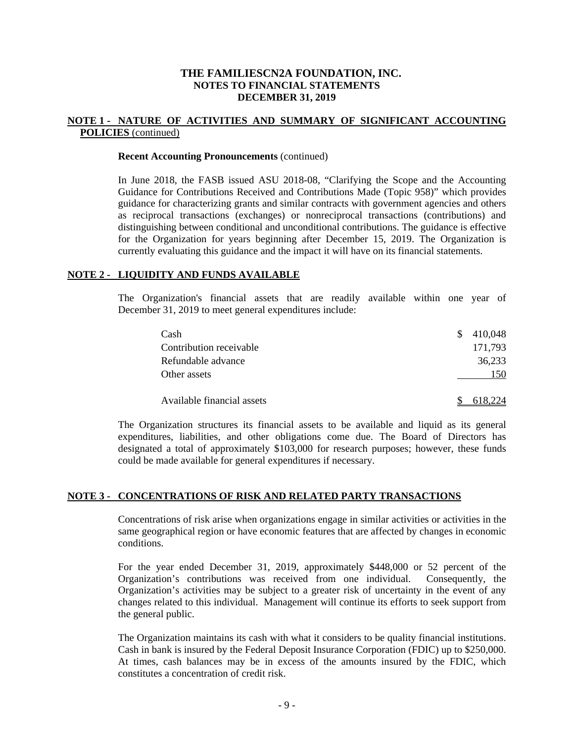# THE FAMILIESCN2A FOUNDATION, INC.
## NOTES TO FINANCIAL STATEMENTS
## DECEMBER 31, 2019

## NOTE 1 - NATURE OF ACTIVITIES AND SUMMARY OF SIGNIFICANT ACCOUNTING POLICIES (continued)

**Recent Accounting Pronouncements** (continued)

In June 2018, the FASB issued ASU 2018-08, "Clarifying the Scope and the Accounting Guidance for Contributions Received and Contributions Made (Topic 958)" which provides guidance for characterizing grants and similar contracts with government agencies and others as reciprocal transactions (exchanges) or nonreciprocal transactions (contributions) and distinguishing between conditional and unconditional contributions. The guidance is effective for the Organization for years beginning after December 15, 2019. The Organization is currently evaluating this guidance and the impact it will have on its financial statements.

## NOTE 2 - LIQUIDITY AND FUNDS AVAILABLE

The Organization's financial assets that are readily available within one year of December 31, 2019 to meet general expenditures include:

| | |
|---|---|
| Cash | $ 410,048 |
| Contribution receivable | 171,793 |
| Refundable advance | 36,233 |
| Other assets | 150 |
| Available financial assets | $ 618,224 |

The Organization structures its financial assets to be available and liquid as its general expenditures, liabilities, and other obligations come due. The Board of Directors has designated a total of approximately $103,000 for research purposes; however, these funds could be made available for general expenditures if necessary.

## NOTE 3 - CONCENTRATIONS OF RISK AND RELATED PARTY TRANSACTIONS

Concentrations of risk arise when organizations engage in similar activities or activities in the same geographical region or have economic features that are affected by changes in economic conditions.

For the year ended December 31, 2019, approximately $448,000 or 52 percent of the Organization's contributions was received from one individual. Consequently, the Organization's activities may be subject to a greater risk of uncertainty in the event of any changes related to this individual. Management will continue its efforts to seek support from the general public.

The Organization maintains its cash with what it considers to be quality financial institutions. Cash in bank is insured by the Federal Deposit Insurance Corporation (FDIC) up to $250,000. At times, cash balances may be in excess of the amounts insured by the FDIC, which constitutes a concentration of credit risk.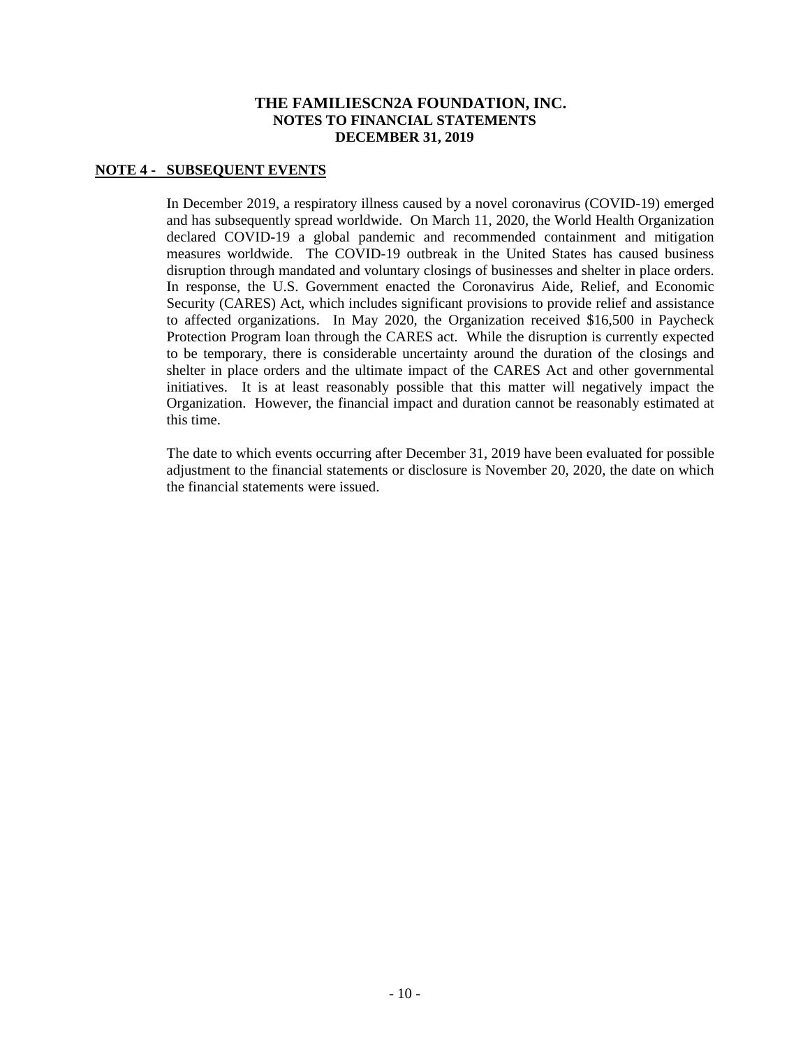# THE FAMILIESCN2A FOUNDATION, INC.
## NOTES TO FINANCIAL STATEMENTS
## DECEMBER 31, 2019

**NOTE 4 - SUBSEQUENT EVENTS**

In December 2019, a respiratory illness caused by a novel coronavirus (COVID-19) emerged and has subsequently spread worldwide. On March 11, 2020, the World Health Organization declared COVID-19 a global pandemic and recommended containment and mitigation measures worldwide. The COVID-19 outbreak in the United States has caused business disruption through mandated and voluntary closings of businesses and shelter in place orders. In response, the U.S. Government enacted the Coronavirus Aide, Relief, and Economic Security (CARES) Act, which includes significant provisions to provide relief and assistance to affected organizations. In May 2020, the Organization received $16,500 in Paycheck Protection Program loan through the CARES act. While the disruption is currently expected to be temporary, there is considerable uncertainty around the duration of the closings and shelter in place orders and the ultimate impact of the CARES Act and other governmental initiatives. It is at least reasonably possible that this matter will negatively impact the Organization. However, the financial impact and duration cannot be reasonably estimated at this time.

The date to which events occurring after December 31, 2019 have been evaluated for possible adjustment to the financial statements or disclosure is November 20, 2020, the date on which the financial statements were issued.